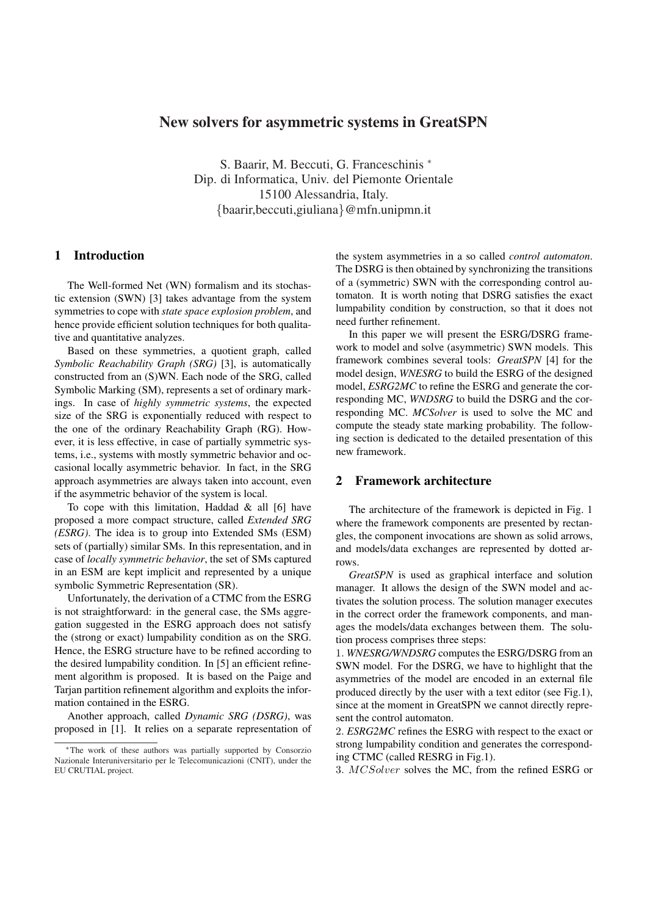# New solvers for asymmetric systems in GreatSPN

S. Baarir, M. Beccuti, G. Franceschinis *
Dip. di Informatica, Univ. del Piemonte Orientale
15100 Alessandria, Italy.
{baarir,beccuti,giuliana}@mfn.unipmn.it

## 1 Introduction

The Well-formed Net (WN) formalism and its stochastic extension (SWN) [3] takes advantage from the system symmetries to cope with *state space explosion problem*, and hence provide efficient solution techniques for both qualitative and quantitative analyzes.

Based on these symmetries, a quotient graph, called *Symbolic Reachability Graph (SRG)* [3], is automatically constructed from an (S)WN. Each node of the SRG, called Symbolic Marking (SM), represents a set of ordinary markings. In case of *highly symmetric systems*, the expected size of the SRG is exponentially reduced with respect to the one of the ordinary Reachability Graph (RG). However, it is less effective, in case of partially symmetric systems, i.e., systems with mostly symmetric behavior and occasional locally asymmetric behavior. In fact, in the SRG approach asymmetries are always taken into account, even if the asymmetric behavior of the system is local.

To cope with this limitation, Haddad & all [6] have proposed a more compact structure, called *Extended SRG (ESRG)*. The idea is to group into Extended SMs (ESM) sets of (partially) similar SMs. In this representation, and in case of *locally symmetric behavior*, the set of SMs captured in an ESM are kept implicit and represented by a unique symbolic Symmetric Representation (SR).

Unfortunately, the derivation of a CTMC from the ESRG is not straightforward: in the general case, the SMs aggregation suggested in the ESRG approach does not satisfy the (strong or exact) lumpability condition as on the SRG. Hence, the ESRG structure have to be refined according to the desired lumpability condition. In [5] an efficient refinement algorithm is proposed. It is based on the Paige and Tarjan partition refinement algorithm and exploits the information contained in the ESRG.

Another approach, called *Dynamic SRG (DSRG)*, was proposed in [1]. It relies on a separate representation of the system asymmetries in a so called *control automaton*. The DSRG is then obtained by synchronizing the transitions of a (symmetric) SWN with the corresponding control automaton. It is worth noting that DSRG satisfies the exact lumpability condition by construction, so that it does not need further refinement.

In this paper we will present the ESRG/DSRG framework to model and solve (asymmetric) SWN models. This framework combines several tools: *GreatSPN* [4] for the model design, *WNESRG* to build the ESRG of the designed model, *ESRG2MC* to refine the ESRG and generate the corresponding MC, *WNDSRG* to build the DSRG and the corresponding MC. *MCSolver* is used to solve the MC and compute the steady state marking probability. The following section is dedicated to the detailed presentation of this new framework.

## 2 Framework architecture

The architecture of the framework is depicted in Fig. 1 where the framework components are presented by rectangles, the component invocations are shown as solid arrows, and models/data exchanges are represented by dotted arrows.

*GreatSPN* is used as graphical interface and solution manager. It allows the design of the SWN model and activates the solution process. The solution manager executes in the correct order the framework components, and manages the models/data exchanges between them. The solution process comprises three steps:

1. *WNESRG/WNDSRG* computes the ESRG/DSRG from an SWN model. For the DSRG, we have to highlight that the asymmetries of the model are encoded in an external file produced directly by the user with a text editor (see Fig.1), since at the moment in GreatSPN we cannot directly represent the control automaton.
2. *ESRG2MC* refines the ESRG with respect to the exact or strong lumpability condition and generates the corresponding CTMC (called RESRG in Fig.1).
3. $MCSolver$ solves the MC, from the refined ESRG or

* The work of these authors was partially supported by Consorzio Nazionale Interuniversitario per le Telecomunicazioni (CNIT), under the EU CRUTIAL project.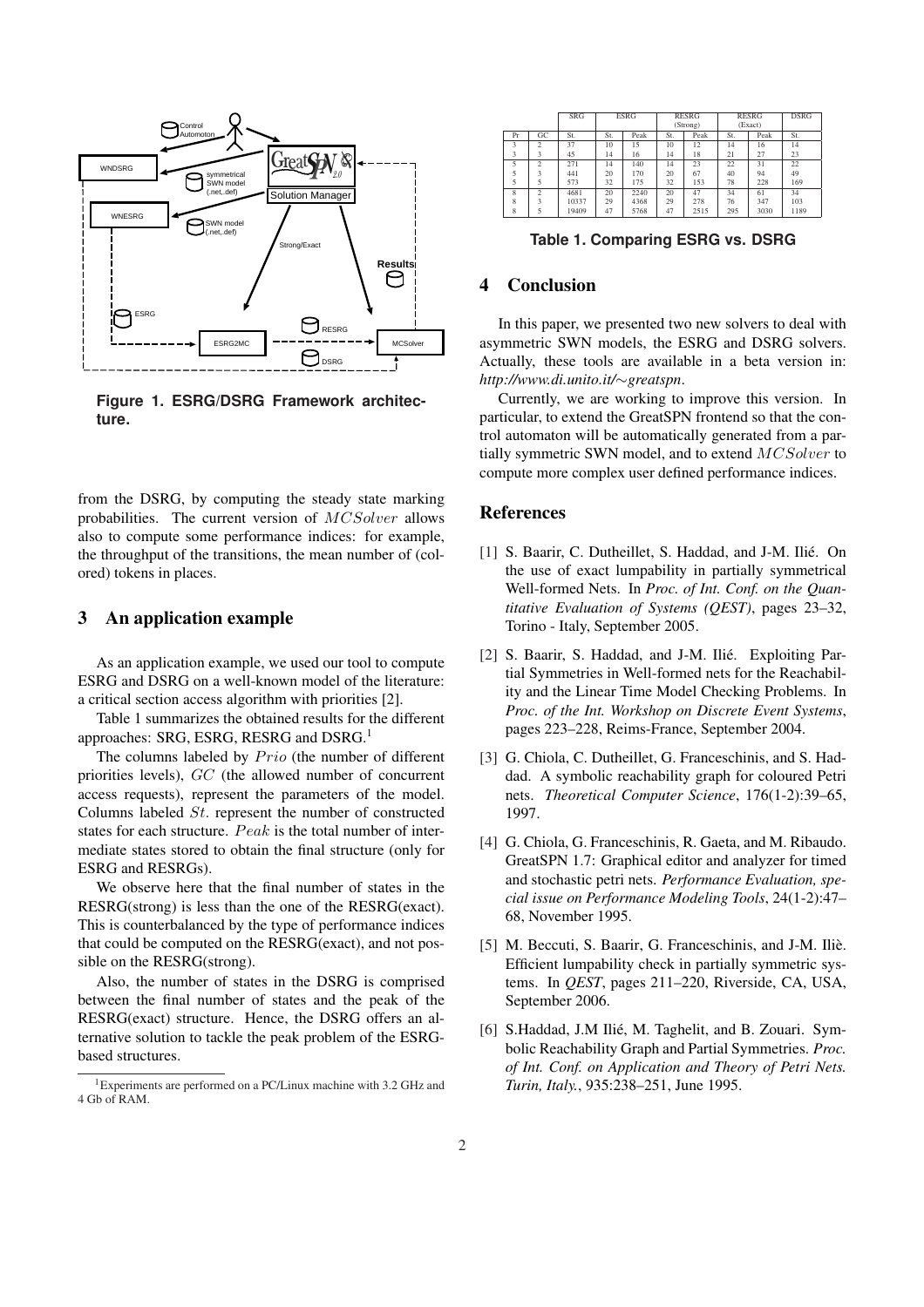Control Automoton

WNDSRG

symmetrical SWN model (.net,.def)

GreatSPN 2.0

Solution Manager

WNESRG

SWN model (.net,.def)

Strong/Exact

Results

ESRG

RESRG

ESRG2MC

MCSolver

DSRG

**Figure 1. ESRG/DSRG Framework architecture.**

from the DSRG, by computing the steady state marking probabilities. The current version of $MCSolver$ allows also to compute some performance indices: for example, the throughput of the transitions, the mean number of (colored) tokens in places.

## 3 An application example

As an application example, we used our tool to compute ESRG and DSRG on a well-known model of the literature: a critical section access algorithm with priorities [2].

Table 1 summarizes the obtained results for the different approaches: SRG, ESRG, RESRG and DSRG.[1]

The columns labeled by $Prio$ (the number of different priorities levels), $GC$ (the allowed number of concurrent access requests), represent the parameters of the model. Columns labeled $St.$ represent the number of constructed states for each structure. $Peak$ is the total number of intermediate states stored to obtain the final structure (only for ESRG and RESRGs).

We observe here that the final number of states in the RESRG(strong) is less than the one of the RESRG(exact). This is counterbalanced by the type of performance indices that could be computed on the RESRG(exact), and not possible on the RESRG(strong).

Also, the number of states in the DSRG is comprised between the final number of states and the peak of the RESRG(exact) structure. Hence, the DSRG offers an alternative solution to tackle the peak problem of the ESRG-based structures.

[1] Experiments are performed on a PC/Linux machine with 3.2 GHz and 4 Gb of RAM.

| | | SRG | ESRG | | RESRG (Strong) | | RESRG (Exact) | | DSRG |
|---|---|---|---|---|---|---|---|---|---|
| Pr | GC | St. | St. | Peak | St. | Peak | St. | Peak | St. |
| 3 | 2 | 37 | 10 | 15 | 10 | 12 | 14 | 16 | 14 |
| 3 | 3 | 45 | 14 | 16 | 14 | 18 | 21 | 27 | 23 |
| 5 | 2 | 271 | 14 | 140 | 14 | 23 | 22 | 31 | 22 |
| 5 | 3 | 441 | 20 | 170 | 20 | 67 | 40 | 94 | 49 |
| 5 | 5 | 573 | 32 | 175 | 32 | 153 | 78 | 228 | 169 |
| 8 | 2 | 4681 | 20 | 2240 | 20 | 47 | 34 | 61 | 34 |
| 8 | 3 | 10337 | 29 | 4368 | 29 | 278 | 76 | 347 | 103 |
| 8 | 5 | 19409 | 47 | 5768 | 47 | 2515 | 295 | 3030 | 1189 |

**Table 1. Comparing ESRG vs. DSRG**

## 4 Conclusion

In this paper, we presented two new solvers to deal with asymmetric SWN models, the ESRG and DSRG solvers. Actually, these tools are available in a beta version in: *http://www.di.unito.it/∼greatspn*.

Currently, we are working to improve this version. In particular, to extend the GreatSPN frontend so that the control automaton will be automatically generated from a partially symmetric SWN model, and to extend $MCSolver$ to compute more complex user defined performance indices.

## References

[1] S. Baarir, C. Dutheillet, S. Haddad, and J-M. Ilié. On the use of exact lumpability in partially symmetrical Well-formed Nets. In *Proc. of Int. Conf. on the Quantitative Evaluation of Systems (QEST)*, pages 23–32, Torino - Italy, September 2005.

[2] S. Baarir, S. Haddad, and J-M. Ilié. Exploiting Partial Symmetries in Well-formed nets for the Reachability and the Linear Time Model Checking Problems. In *Proc. of the Int. Workshop on Discrete Event Systems*, pages 223–228, Reims-France, September 2004.

[3] G. Chiola, C. Dutheillet, G. Franceschinis, and S. Haddad. A symbolic reachability graph for coloured Petri nets. *Theoretical Computer Science*, 176(1-2):39–65, 1997.

[4] G. Chiola, G. Franceschinis, R. Gaeta, and M. Ribaudo. GreatSPN 1.7: Graphical editor and analyzer for timed and stochastic petri nets. *Performance Evaluation, special issue on Performance Modeling Tools*, 24(1-2):47–68, November 1995.

[5] M. Beccuti, S. Baarir, G. Franceschinis, and J-M. Iliè. Efficient lumpability check in partially symmetric systems. In *QEST*, pages 211–220, Riverside, CA, USA, September 2006.

[6] S.Haddad, J.M Ilié, M. Taghelit, and B. Zouari. Symbolic Reachability Graph and Partial Symmetries. *Proc. of Int. Conf. on Application and Theory of Petri Nets. Turin, Italy.*, 935:238–251, June 1995.